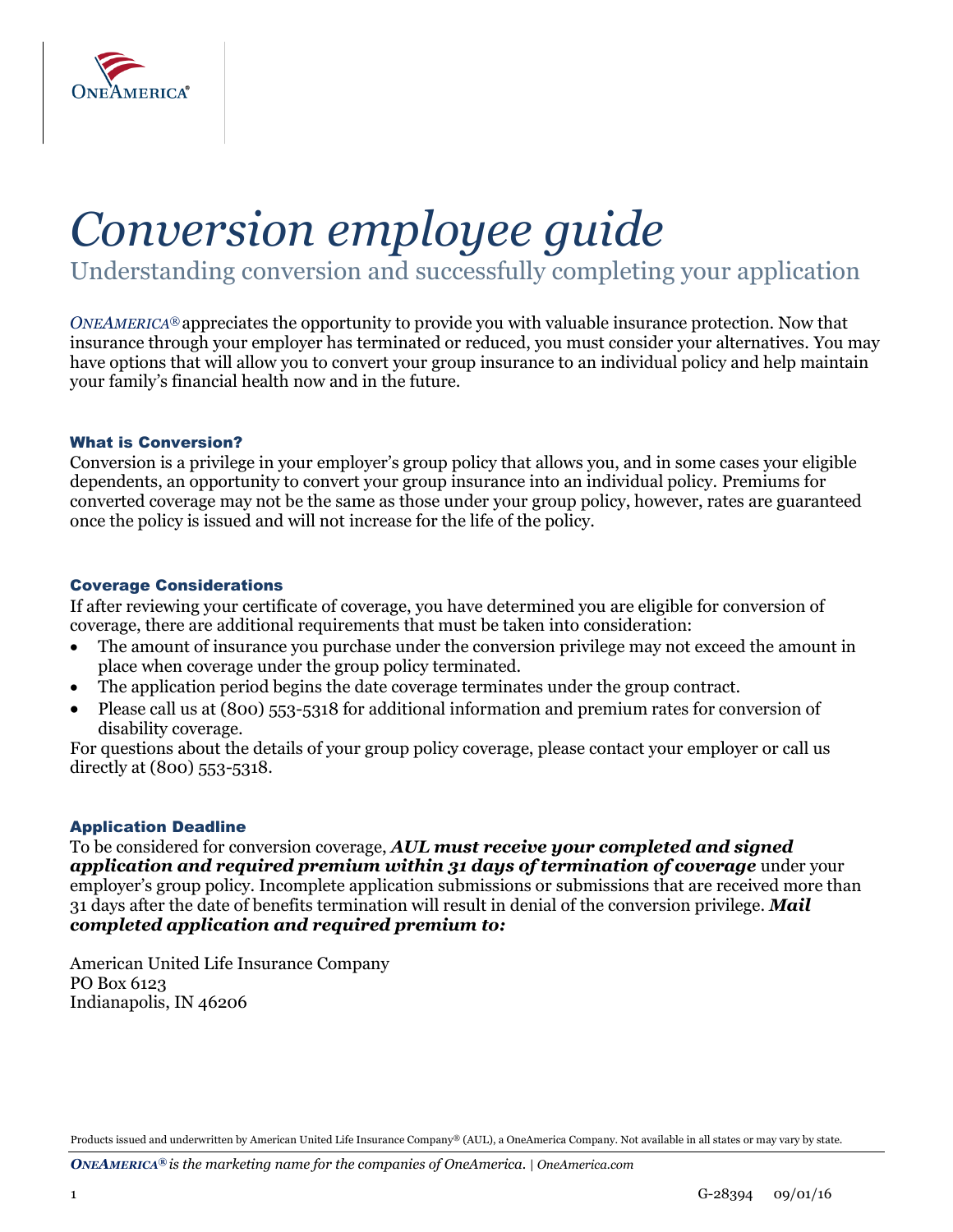# Conversion employee guide

## Understanding conversion and successfully completing your application

*ONEAMERICA®* appreciates the opportunity to provide you with valuable insurance protection. Now that insurance through your employer has terminated or reduced, you must consider your alternatives. You may have options that will allow you to convert your group insurance to an individual policy and help maintain your family's financial health now and in the future.

### What is Conversion?

Conversion is a privilege in your employer's group policy that allows you, and in some cases your eligible dependents, an opportunity to convert your group insurance into an individual policy. Premiums for converted coverage may not be the same as those under your group policy, however, rates are guaranteed once the policy is issued and will not increase for the life of the policy.

### Coverage Considerations

If after reviewing your certificate of coverage, you have determined you are eligible for conversion of coverage, there are additional requirements that must be taken into consideration:

- The amount of insurance you purchase under the conversion privilege may not exceed the amount in place when coverage under the group policy terminated.
- The application period begins the date coverage terminates under the group contract.
- Please call us at (800) 553-5318 for additional information and premium rates for conversion of disability coverage.

For questions about the details of your group policy coverage, please contact your employer or call us directly at (800) 553-5318.

### Application Deadline

To be considered for conversion coverage, ***AUL must receive your completed and signed application and required premium within 31 days of termination of coverage*** under your employer's group policy. Incomplete application submissions or submissions that are received more than 31 days after the date of benefits termination will result in denial of the conversion privilege. ***Mail completed application and required premium to:***

American United Life Insurance Company
PO Box 6123
Indianapolis, IN 46206

Products issued and underwritten by American United Life Insurance Company® (AUL), a OneAmerica Company. Not available in all states or may vary by state.

***ONEAMERICA®** is the marketing name for the companies of OneAmerica.* | *OneAmerica.com*

G-28394 09/01/16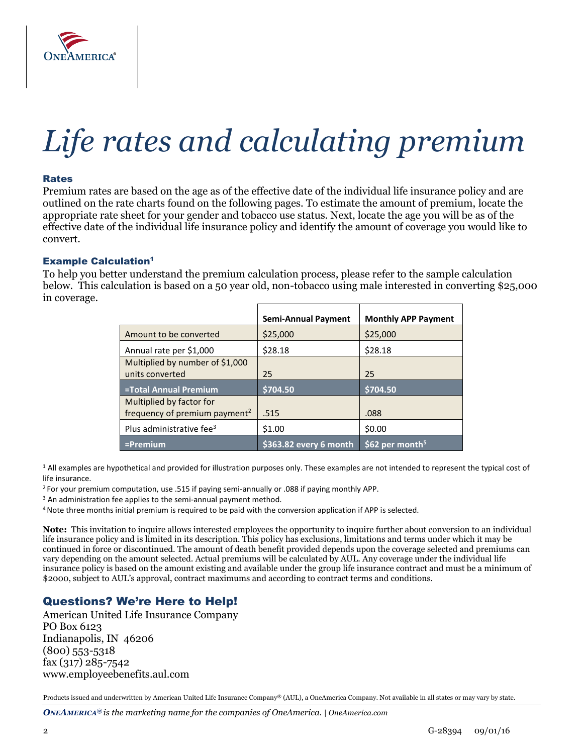# Life rates and calculating premium

### Rates

Premium rates are based on the age as of the effective date of the individual life insurance policy and are outlined on the rate charts found on the following pages. To estimate the amount of premium, locate the appropriate rate sheet for your gender and tobacco use status. Next, locate the age you will be as of the effective date of the individual life insurance policy and identify the amount of coverage you would like to convert.

### Example Calculation[1]

To help you better understand the premium calculation process, please refer to the sample calculation below. This calculation is based on a 50 year old, non-tobacco using male interested in converting $25,000 in coverage.

| | Semi-Annual Payment | Monthly APP Payment |
|---|---|---|
| Amount to be converted | $25,000 | $25,000 |
| Annual rate per $1,000 | $28.18 | $28.18 |
| Multiplied by number of $1,000 units converted | 25 | 25 |
| **=Total Annual Premium** | **$704.50** | **$704.50** |
| Multiplied by factor for frequency of premium payment[2] | .515 | .088 |
| Plus administrative fee[3] | $1.00 | $0.00 |
| **=Premium** | **$363.82 every 6 month** | **$62 per month[5]** |

[1] All examples are hypothetical and provided for illustration purposes only. These examples are not intended to represent the typical cost of life insurance.

[2] For your premium computation, use .515 if paying semi-annually or .088 if paying monthly APP.

[3] An administration fee applies to the semi-annual payment method.

[4] Note three months initial premium is required to be paid with the conversion application if APP is selected.

**Note:** This invitation to inquire allows interested employees the opportunity to inquire further about conversion to an individual life insurance policy and is limited in its description. This policy has exclusions, limitations and terms under which it may be continued in force or discontinued. The amount of death benefit provided depends upon the coverage selected and premiums can vary depending on the amount selected. Actual premiums will be calculated by AUL. Any coverage under the individual life insurance policy is based on the amount existing and available under the group life insurance contract and must be a minimum of $2000, subject to AUL's approval, contract maximums and according to contract terms and conditions.

## Questions? We're Here to Help!

American United Life Insurance Company
PO Box 6123
Indianapolis, IN 46206
(800) 553-5318
fax (317) 285-7542
www.employeebenefits.aul.com

Products issued and underwritten by American United Life Insurance Company® (AUL), a OneAmerica Company. Not available in all states or may vary by state.

*ONEAMERICA® is the marketing name for the companies of OneAmerica. | OneAmerica.com*

G-28394 09/01/16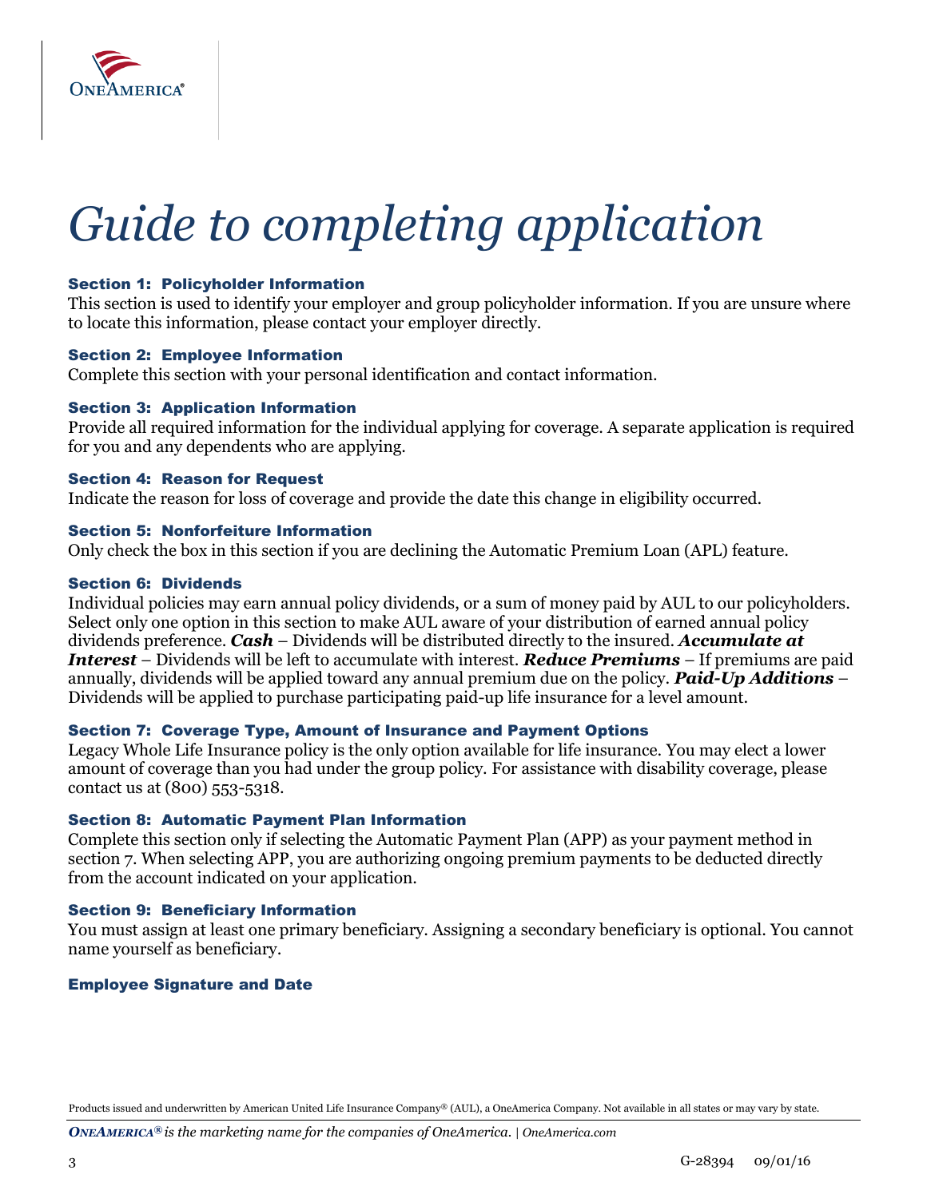# Guide to completing application

### Section 1: Policyholder Information

This section is used to identify your employer and group policyholder information. If you are unsure where to locate this information, please contact your employer directly.

### Section 2: Employee Information

Complete this section with your personal identification and contact information.

### Section 3: Application Information

Provide all required information for the individual applying for coverage. A separate application is required for you and any dependents who are applying.

### Section 4: Reason for Request

Indicate the reason for loss of coverage and provide the date this change in eligibility occurred.

### Section 5: Nonforfeiture Information

Only check the box in this section if you are declining the Automatic Premium Loan (APL) feature.

### Section 6: Dividends

Individual policies may earn annual policy dividends, or a sum of money paid by AUL to our policyholders. Select only one option in this section to make AUL aware of your distribution of earned annual policy dividends preference. ***Cash*** – Dividends will be distributed directly to the insured. ***Accumulate at Interest*** – Dividends will be left to accumulate with interest. ***Reduce Premiums*** – If premiums are paid annually, dividends will be applied toward any annual premium due on the policy. ***Paid-Up Additions*** – Dividends will be applied to purchase participating paid-up life insurance for a level amount.

### Section 7: Coverage Type, Amount of Insurance and Payment Options

Legacy Whole Life Insurance policy is the only option available for life insurance. You may elect a lower amount of coverage than you had under the group policy. For assistance with disability coverage, please contact us at (800) 553-5318.

### Section 8: Automatic Payment Plan Information

Complete this section only if selecting the Automatic Payment Plan (APP) as your payment method in section 7. When selecting APP, you are authorizing ongoing premium payments to be deducted directly from the account indicated on your application.

### Section 9: Beneficiary Information

You must assign at least one primary beneficiary. Assigning a secondary beneficiary is optional. You cannot name yourself as beneficiary.

### Employee Signature and Date

Products issued and underwritten by American United Life Insurance Company® (AUL), a OneAmerica Company. Not available in all states or may vary by state.

***ONEAMERICA®*** *is the marketing name for the companies of OneAmerica. | OneAmerica.com*

G-28394 09/01/16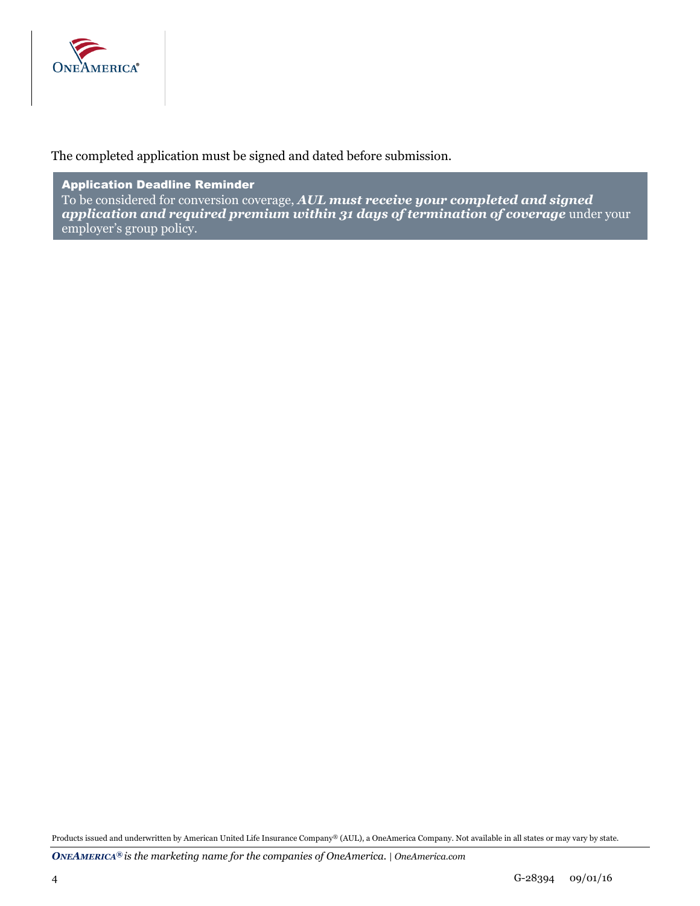The completed application must be signed and dated before submission.

**Application Deadline Reminder**

To be considered for conversion coverage, ***AUL must receive your completed and signed application and required premium within 31 days of termination of coverage*** under your employer's group policy.

Products issued and underwritten by American United Life Insurance Company® (AUL), a OneAmerica Company. Not available in all states or may vary by state.

***ONEAMERICA®*** *is the marketing name for the companies of OneAmerica.* | *OneAmerica.com*

G-28394 09/01/16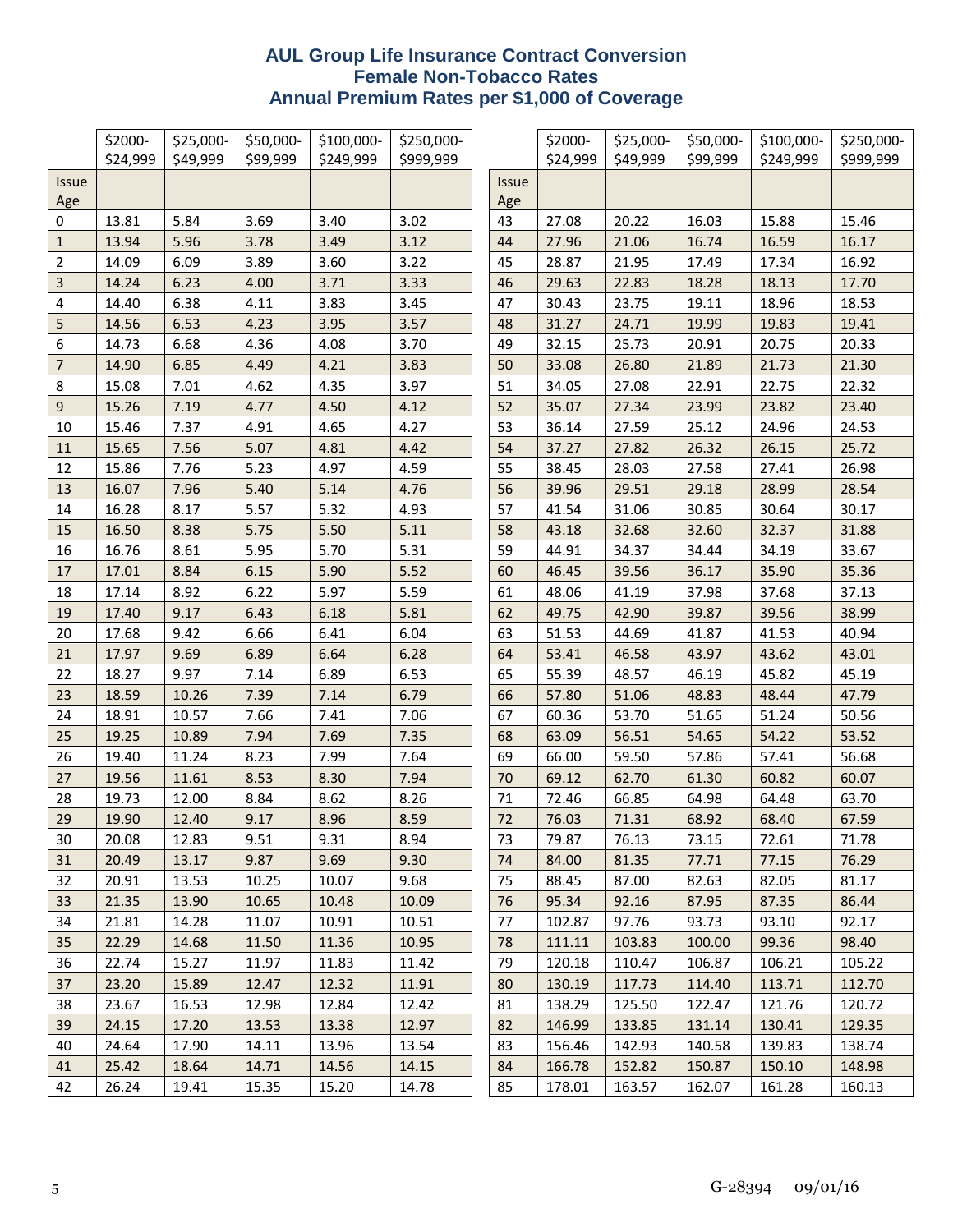# AUL Group Life Insurance Contract Conversion
## Female Non-Tobacco Rates
## Annual Premium Rates per $1,000 of Coverage

| Issue Age | $2000-$24,999 | $25,000-$49,999 | $50,000-$99,999 | $100,000-$249,999 | $250,000-$999,999 |
|---|---|---|---|---|---|
| 0 | 13.81 | 5.84 | 3.69 | 3.40 | 3.02 |
| 1 | 13.94 | 5.96 | 3.78 | 3.49 | 3.12 |
| 2 | 14.09 | 6.09 | 3.89 | 3.60 | 3.22 |
| 3 | 14.24 | 6.23 | 4.00 | 3.71 | 3.33 |
| 4 | 14.40 | 6.38 | 4.11 | 3.83 | 3.45 |
| 5 | 14.56 | 6.53 | 4.23 | 3.95 | 3.57 |
| 6 | 14.73 | 6.68 | 4.36 | 4.08 | 3.70 |
| 7 | 14.90 | 6.85 | 4.49 | 4.21 | 3.83 |
| 8 | 15.08 | 7.01 | 4.62 | 4.35 | 3.97 |
| 9 | 15.26 | 7.19 | 4.77 | 4.50 | 4.12 |
| 10 | 15.46 | 7.37 | 4.91 | 4.65 | 4.27 |
| 11 | 15.65 | 7.56 | 5.07 | 4.81 | 4.42 |
| 12 | 15.86 | 7.76 | 5.23 | 4.97 | 4.59 |
| 13 | 16.07 | 7.96 | 5.40 | 5.14 | 4.76 |
| 14 | 16.28 | 8.17 | 5.57 | 5.32 | 4.93 |
| 15 | 16.50 | 8.38 | 5.75 | 5.50 | 5.11 |
| 16 | 16.76 | 8.61 | 5.95 | 5.70 | 5.31 |
| 17 | 17.01 | 8.84 | 6.15 | 5.90 | 5.52 |
| 18 | 17.14 | 8.92 | 6.22 | 5.97 | 5.59 |
| 19 | 17.40 | 9.17 | 6.43 | 6.18 | 5.81 |
| 20 | 17.68 | 9.42 | 6.66 | 6.41 | 6.04 |
| 21 | 17.97 | 9.69 | 6.89 | 6.64 | 6.28 |
| 22 | 18.27 | 9.97 | 7.14 | 6.89 | 6.53 |
| 23 | 18.59 | 10.26 | 7.39 | 7.14 | 6.79 |
| 24 | 18.91 | 10.57 | 7.66 | 7.41 | 7.06 |
| 25 | 19.25 | 10.89 | 7.94 | 7.69 | 7.35 |
| 26 | 19.40 | 11.24 | 8.23 | 7.99 | 7.64 |
| 27 | 19.56 | 11.61 | 8.53 | 8.30 | 7.94 |
| 28 | 19.73 | 12.00 | 8.84 | 8.62 | 8.26 |
| 29 | 19.90 | 12.40 | 9.17 | 8.96 | 8.59 |
| 30 | 20.08 | 12.83 | 9.51 | 9.31 | 8.94 |
| 31 | 20.49 | 13.17 | 9.87 | 9.69 | 9.30 |
| 32 | 20.91 | 13.53 | 10.25 | 10.07 | 9.68 |
| 33 | 21.35 | 13.90 | 10.65 | 10.48 | 10.09 |
| 34 | 21.81 | 14.28 | 11.07 | 10.91 | 10.51 |
| 35 | 22.29 | 14.68 | 11.50 | 11.36 | 10.95 |
| 36 | 22.74 | 15.27 | 11.97 | 11.83 | 11.42 |
| 37 | 23.20 | 15.89 | 12.47 | 12.32 | 11.91 |
| 38 | 23.67 | 16.53 | 12.98 | 12.84 | 12.42 |
| 39 | 24.15 | 17.20 | 13.53 | 13.38 | 12.97 |
| 40 | 24.64 | 17.90 | 14.11 | 13.96 | 13.54 |
| 41 | 25.42 | 18.64 | 14.71 | 14.56 | 14.15 |
| 42 | 26.24 | 19.41 | 15.35 | 15.20 | 14.78 |
| 43 | 27.08 | 20.22 | 16.03 | 15.88 | 15.46 |
| 44 | 27.96 | 21.06 | 16.74 | 16.59 | 16.17 |
| 45 | 28.87 | 21.95 | 17.49 | 17.34 | 16.92 |
| 46 | 29.63 | 22.83 | 18.28 | 18.13 | 17.70 |
| 47 | 30.43 | 23.75 | 19.11 | 18.96 | 18.53 |
| 48 | 31.27 | 24.71 | 19.99 | 19.83 | 19.41 |
| 49 | 32.15 | 25.73 | 20.91 | 20.75 | 20.33 |
| 50 | 33.08 | 26.80 | 21.89 | 21.73 | 21.30 |
| 51 | 34.05 | 27.08 | 22.91 | 22.75 | 22.32 |
| 52 | 35.07 | 27.34 | 23.99 | 23.82 | 23.40 |
| 53 | 36.14 | 27.59 | 25.12 | 24.96 | 24.53 |
| 54 | 37.27 | 27.82 | 26.32 | 26.15 | 25.72 |
| 55 | 38.45 | 28.03 | 27.58 | 27.41 | 26.98 |
| 56 | 39.96 | 29.51 | 29.18 | 28.99 | 28.54 |
| 57 | 41.54 | 31.06 | 30.85 | 30.64 | 30.17 |
| 58 | 43.18 | 32.68 | 32.60 | 32.37 | 31.88 |
| 59 | 44.91 | 34.37 | 34.44 | 34.19 | 33.67 |
| 60 | 46.45 | 39.56 | 36.17 | 35.90 | 35.36 |
| 61 | 48.06 | 41.19 | 37.98 | 37.68 | 37.13 |
| 62 | 49.75 | 42.90 | 39.87 | 39.56 | 38.99 |
| 63 | 51.53 | 44.69 | 41.87 | 41.53 | 40.94 |
| 64 | 53.41 | 46.58 | 43.97 | 43.62 | 43.01 |
| 65 | 55.39 | 48.57 | 46.19 | 45.82 | 45.19 |
| 66 | 57.80 | 51.06 | 48.83 | 48.44 | 47.79 |
| 67 | 60.36 | 53.70 | 51.65 | 51.24 | 50.56 |
| 68 | 63.09 | 56.51 | 54.65 | 54.22 | 53.52 |
| 69 | 66.00 | 59.50 | 57.86 | 57.41 | 56.68 |
| 70 | 69.12 | 62.70 | 61.30 | 60.82 | 60.07 |
| 71 | 72.46 | 66.85 | 64.98 | 64.48 | 63.70 |
| 72 | 76.03 | 71.31 | 68.92 | 68.40 | 67.59 |
| 73 | 79.87 | 76.13 | 73.15 | 72.61 | 71.78 |
| 74 | 84.00 | 81.35 | 77.71 | 77.15 | 76.29 |
| 75 | 88.45 | 87.00 | 82.63 | 82.05 | 81.17 |
| 76 | 95.34 | 92.16 | 87.95 | 87.35 | 86.44 |
| 77 | 102.87 | 97.76 | 93.73 | 93.10 | 92.17 |
| 78 | 111.11 | 103.83 | 100.00 | 99.36 | 98.40 |
| 79 | 120.18 | 110.47 | 106.87 | 106.21 | 105.22 |
| 80 | 130.19 | 117.73 | 114.40 | 113.71 | 112.70 |
| 81 | 138.29 | 125.50 | 122.47 | 121.76 | 120.72 |
| 82 | 146.99 | 133.85 | 131.14 | 130.41 | 129.35 |
| 83 | 156.46 | 142.93 | 140.58 | 139.83 | 138.74 |
| 84 | 166.78 | 152.82 | 150.87 | 150.10 | 148.98 |
| 85 | 178.01 | 163.57 | 162.07 | 161.28 | 160.13 |

G-28394 09/01/16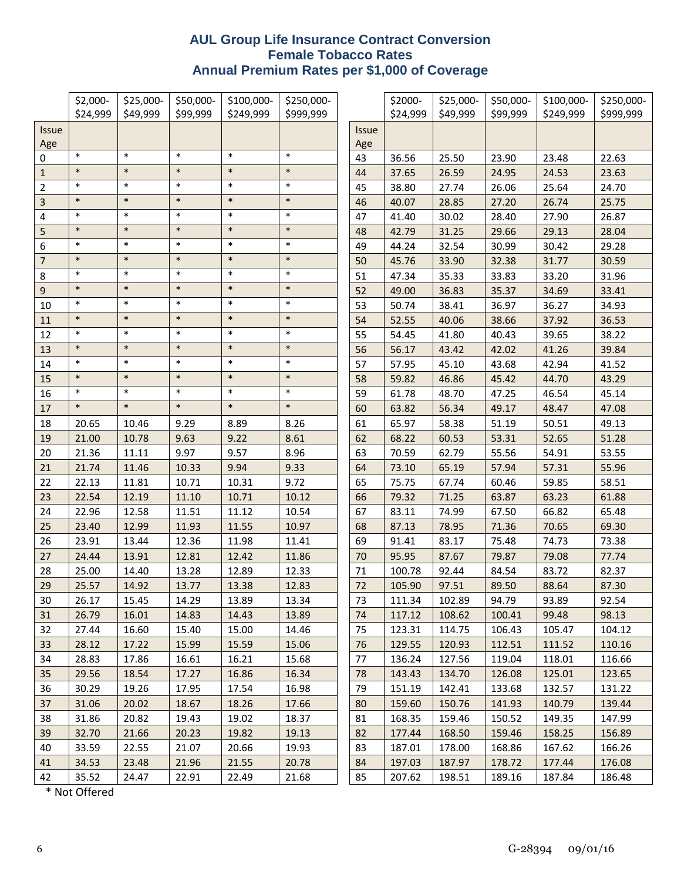# AUL Group Life Insurance Contract Conversion
## Female Tobacco Rates
## Annual Premium Rates per $1,000 of Coverage

| Issue Age | $2,000-$24,999 | $25,000-$49,999 | $50,000-$99,999 | $100,000-$249,999 | $250,000-$999,999 |
|---|---|---|---|---|---|
| 0 | * | * | * | * | * |
| 1 | * | * | * | * | * |
| 2 | * | * | * | * | * |
| 3 | * | * | * | * | * |
| 4 | * | * | * | * | * |
| 5 | * | * | * | * | * |
| 6 | * | * | * | * | * |
| 7 | * | * | * | * | * |
| 8 | * | * | * | * | * |
| 9 | * | * | * | * | * |
| 10 | * | * | * | * | * |
| 11 | * | * | * | * | * |
| 12 | * | * | * | * | * |
| 13 | * | * | * | * | * |
| 14 | * | * | * | * | * |
| 15 | * | * | * | * | * |
| 16 | * | * | * | * | * |
| 17 | * | * | * | * | * |
| 18 | 20.65 | 10.46 | 9.29 | 8.89 | 8.26 |
| 19 | 21.00 | 10.78 | 9.63 | 9.22 | 8.61 |
| 20 | 21.36 | 11.11 | 9.97 | 9.57 | 8.96 |
| 21 | 21.74 | 11.46 | 10.33 | 9.94 | 9.33 |
| 22 | 22.13 | 11.81 | 10.71 | 10.31 | 9.72 |
| 23 | 22.54 | 12.19 | 11.10 | 10.71 | 10.12 |
| 24 | 22.96 | 12.58 | 11.51 | 11.12 | 10.54 |
| 25 | 23.40 | 12.99 | 11.93 | 11.55 | 10.97 |
| 26 | 23.91 | 13.44 | 12.36 | 11.98 | 11.41 |
| 27 | 24.44 | 13.91 | 12.81 | 12.42 | 11.86 |
| 28 | 25.00 | 14.40 | 13.28 | 12.89 | 12.33 |
| 29 | 25.57 | 14.92 | 13.77 | 13.38 | 12.83 |
| 30 | 26.17 | 15.45 | 14.29 | 13.89 | 13.34 |
| 31 | 26.79 | 16.01 | 14.83 | 14.43 | 13.89 |
| 32 | 27.44 | 16.60 | 15.40 | 15.00 | 14.46 |
| 33 | 28.12 | 17.22 | 15.99 | 15.59 | 15.06 |
| 34 | 28.83 | 17.86 | 16.61 | 16.21 | 15.68 |
| 35 | 29.56 | 18.54 | 17.27 | 16.86 | 16.34 |
| 36 | 30.29 | 19.26 | 17.95 | 17.54 | 16.98 |
| 37 | 31.06 | 20.02 | 18.67 | 18.26 | 17.66 |
| 38 | 31.86 | 20.82 | 19.43 | 19.02 | 18.37 |
| 39 | 32.70 | 21.66 | 20.23 | 19.82 | 19.13 |
| 40 | 33.59 | 22.55 | 21.07 | 20.66 | 19.93 |
| 41 | 34.53 | 23.48 | 21.96 | 21.55 | 20.78 |
| 42 | 35.52 | 24.47 | 22.91 | 22.49 | 21.68 |
| 43 | 36.56 | 25.50 | 23.90 | 23.48 | 22.63 |
| 44 | 37.65 | 26.59 | 24.95 | 24.53 | 23.63 |
| 45 | 38.80 | 27.74 | 26.06 | 25.64 | 24.70 |
| 46 | 40.07 | 28.85 | 27.20 | 26.74 | 25.75 |
| 47 | 41.40 | 30.02 | 28.40 | 27.90 | 26.87 |
| 48 | 42.79 | 31.25 | 29.66 | 29.13 | 28.04 |
| 49 | 44.24 | 32.54 | 30.99 | 30.42 | 29.28 |
| 50 | 45.76 | 33.90 | 32.38 | 31.77 | 30.59 |
| 51 | 47.34 | 35.33 | 33.83 | 33.20 | 31.96 |
| 52 | 49.00 | 36.83 | 35.37 | 34.69 | 33.41 |
| 53 | 50.74 | 38.41 | 36.97 | 36.27 | 34.93 |
| 54 | 52.55 | 40.06 | 38.66 | 37.92 | 36.53 |
| 55 | 54.45 | 41.80 | 40.43 | 39.65 | 38.22 |
| 56 | 56.17 | 43.42 | 42.02 | 41.26 | 39.84 |
| 57 | 57.95 | 45.10 | 43.68 | 42.94 | 41.52 |
| 58 | 59.82 | 46.86 | 45.42 | 44.70 | 43.29 |
| 59 | 61.78 | 48.70 | 47.25 | 46.54 | 45.14 |
| 60 | 63.82 | 56.34 | 49.17 | 48.47 | 47.08 |
| 61 | 65.97 | 58.38 | 51.19 | 50.51 | 49.13 |
| 62 | 68.22 | 60.53 | 53.31 | 52.65 | 51.28 |
| 63 | 70.59 | 62.79 | 55.56 | 54.91 | 53.55 |
| 64 | 73.10 | 65.19 | 57.94 | 57.31 | 55.96 |
| 65 | 75.75 | 67.74 | 60.46 | 59.85 | 58.51 |
| 66 | 79.32 | 71.25 | 63.87 | 63.23 | 61.88 |
| 67 | 83.11 | 74.99 | 67.50 | 66.82 | 65.48 |
| 68 | 87.13 | 78.95 | 71.36 | 70.65 | 69.30 |
| 69 | 91.41 | 83.17 | 75.48 | 74.73 | 73.38 |
| 70 | 95.95 | 87.67 | 79.87 | 79.08 | 77.74 |
| 71 | 100.78 | 92.44 | 84.54 | 83.72 | 82.37 |
| 72 | 105.90 | 97.51 | 89.50 | 88.64 | 87.30 |
| 73 | 111.34 | 102.89 | 94.79 | 93.89 | 92.54 |
| 74 | 117.12 | 108.62 | 100.41 | 99.48 | 98.13 |
| 75 | 123.31 | 114.75 | 106.43 | 105.47 | 104.12 |
| 76 | 129.55 | 120.93 | 112.51 | 111.52 | 110.16 |
| 77 | 136.24 | 127.56 | 119.04 | 118.01 | 116.66 |
| 78 | 143.43 | 134.70 | 126.08 | 125.01 | 123.65 |
| 79 | 151.19 | 142.41 | 133.68 | 132.57 | 131.22 |
| 80 | 159.60 | 150.76 | 141.93 | 140.79 | 139.44 |
| 81 | 168.35 | 159.46 | 150.52 | 149.35 | 147.99 |
| 82 | 177.44 | 168.50 | 159.46 | 158.25 | 156.89 |
| 83 | 187.01 | 178.00 | 168.86 | 167.62 | 166.26 |
| 84 | 197.03 | 187.97 | 178.72 | 177.44 | 176.08 |
| 85 | 207.62 | 198.51 | 189.16 | 187.84 | 186.48 |

\* Not Offered

G-28394 09/01/16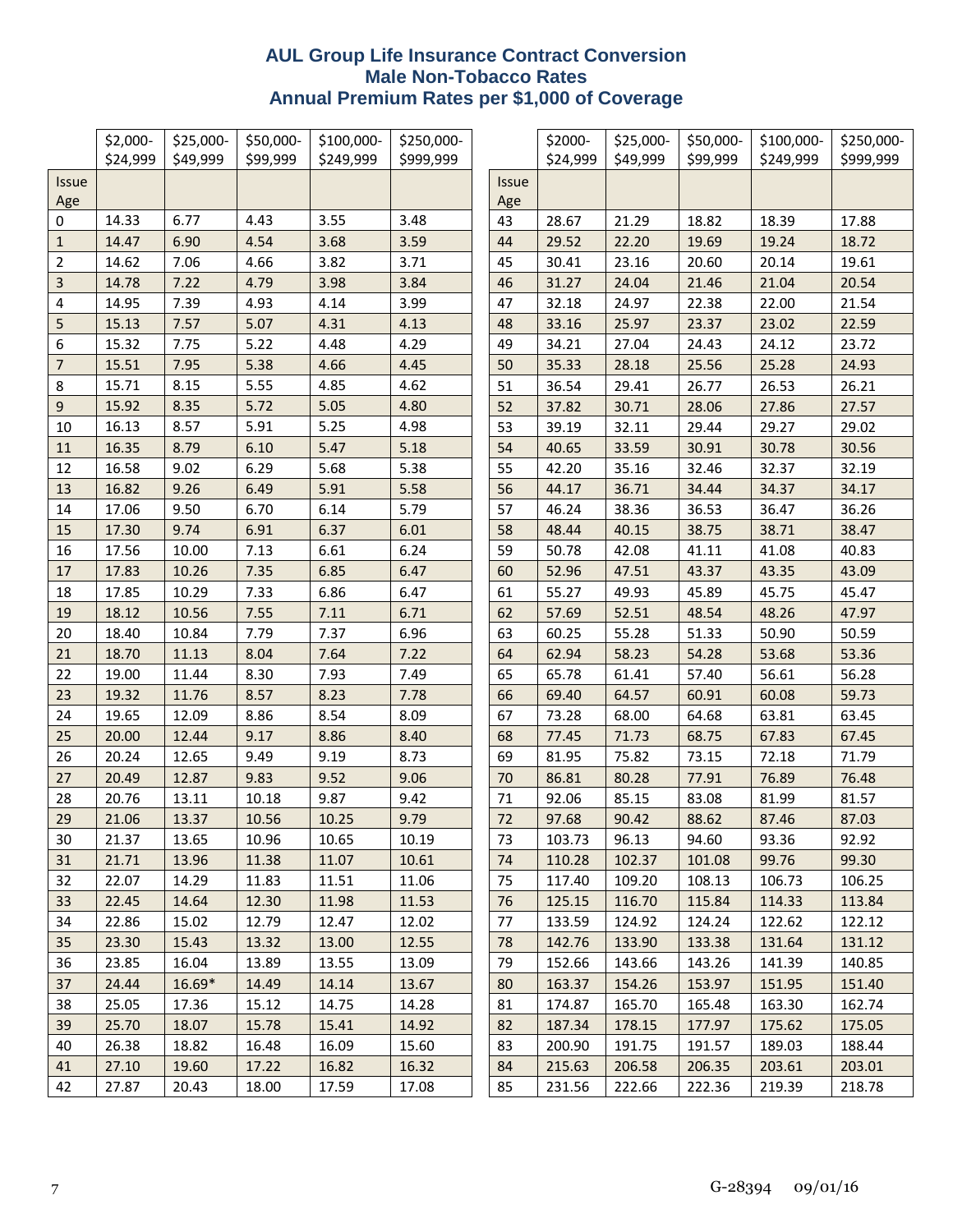# AUL Group Life Insurance Contract Conversion
## Male Non-Tobacco Rates
## Annual Premium Rates per $1,000 of Coverage

| Issue Age | $2,000-$24,999 | $25,000-$49,999 | $50,000-$99,999 | $100,000-$249,999 | $250,000-$999,999 |
|---|---|---|---|---|---|
| 0 | 14.33 | 6.77 | 4.43 | 3.55 | 3.48 |
| 1 | 14.47 | 6.90 | 4.54 | 3.68 | 3.59 |
| 2 | 14.62 | 7.06 | 4.66 | 3.82 | 3.71 |
| 3 | 14.78 | 7.22 | 4.79 | 3.98 | 3.84 |
| 4 | 14.95 | 7.39 | 4.93 | 4.14 | 3.99 |
| 5 | 15.13 | 7.57 | 5.07 | 4.31 | 4.13 |
| 6 | 15.32 | 7.75 | 5.22 | 4.48 | 4.29 |
| 7 | 15.51 | 7.95 | 5.38 | 4.66 | 4.45 |
| 8 | 15.71 | 8.15 | 5.55 | 4.85 | 4.62 |
| 9 | 15.92 | 8.35 | 5.72 | 5.05 | 4.80 |
| 10 | 16.13 | 8.57 | 5.91 | 5.25 | 4.98 |
| 11 | 16.35 | 8.79 | 6.10 | 5.47 | 5.18 |
| 12 | 16.58 | 9.02 | 6.29 | 5.68 | 5.38 |
| 13 | 16.82 | 9.26 | 6.49 | 5.91 | 5.58 |
| 14 | 17.06 | 9.50 | 6.70 | 6.14 | 5.79 |
| 15 | 17.30 | 9.74 | 6.91 | 6.37 | 6.01 |
| 16 | 17.56 | 10.00 | 7.13 | 6.61 | 6.24 |
| 17 | 17.83 | 10.26 | 7.35 | 6.85 | 6.47 |
| 18 | 17.85 | 10.29 | 7.33 | 6.86 | 6.47 |
| 19 | 18.12 | 10.56 | 7.55 | 7.11 | 6.71 |
| 20 | 18.40 | 10.84 | 7.79 | 7.37 | 6.96 |
| 21 | 18.70 | 11.13 | 8.04 | 7.64 | 7.22 |
| 22 | 19.00 | 11.44 | 8.30 | 7.93 | 7.49 |
| 23 | 19.32 | 11.76 | 8.57 | 8.23 | 7.78 |
| 24 | 19.65 | 12.09 | 8.86 | 8.54 | 8.09 |
| 25 | 20.00 | 12.44 | 9.17 | 8.86 | 8.40 |
| 26 | 20.24 | 12.65 | 9.49 | 9.19 | 8.73 |
| 27 | 20.49 | 12.87 | 9.83 | 9.52 | 9.06 |
| 28 | 20.76 | 13.11 | 10.18 | 9.87 | 9.42 |
| 29 | 21.06 | 13.37 | 10.56 | 10.25 | 9.79 |
| 30 | 21.37 | 13.65 | 10.96 | 10.65 | 10.19 |
| 31 | 21.71 | 13.96 | 11.38 | 11.07 | 10.61 |
| 32 | 22.07 | 14.29 | 11.83 | 11.51 | 11.06 |
| 33 | 22.45 | 14.64 | 12.30 | 11.98 | 11.53 |
| 34 | 22.86 | 15.02 | 12.79 | 12.47 | 12.02 |
| 35 | 23.30 | 15.43 | 13.32 | 13.00 | 12.55 |
| 36 | 23.85 | 16.04 | 13.89 | 13.55 | 13.09 |
| 37 | 24.44 | 16.69* | 14.49 | 14.14 | 13.67 |
| 38 | 25.05 | 17.36 | 15.12 | 14.75 | 14.28 |
| 39 | 25.70 | 18.07 | 15.78 | 15.41 | 14.92 |
| 40 | 26.38 | 18.82 | 16.48 | 16.09 | 15.60 |
| 41 | 27.10 | 19.60 | 17.22 | 16.82 | 16.32 |
| 42 | 27.87 | 20.43 | 18.00 | 17.59 | 17.08 |

| Issue Age | $2000-$24,999 | $25,000-$49,999 | $50,000-$99,999 | $100,000-$249,999 | $250,000-$999,999 |
|---|---|---|---|---|---|
| 43 | 28.67 | 21.29 | 18.82 | 18.39 | 17.88 |
| 44 | 29.52 | 22.20 | 19.69 | 19.24 | 18.72 |
| 45 | 30.41 | 23.16 | 20.60 | 20.14 | 19.61 |
| 46 | 31.27 | 24.04 | 21.46 | 21.04 | 20.54 |
| 47 | 32.18 | 24.97 | 22.38 | 22.00 | 21.54 |
| 48 | 33.16 | 25.97 | 23.37 | 23.02 | 22.59 |
| 49 | 34.21 | 27.04 | 24.43 | 24.12 | 23.72 |
| 50 | 35.33 | 28.18 | 25.56 | 25.28 | 24.93 |
| 51 | 36.54 | 29.41 | 26.77 | 26.53 | 26.21 |
| 52 | 37.82 | 30.71 | 28.06 | 27.86 | 27.57 |
| 53 | 39.19 | 32.11 | 29.44 | 29.27 | 29.02 |
| 54 | 40.65 | 33.59 | 30.91 | 30.78 | 30.56 |
| 55 | 42.20 | 35.16 | 32.46 | 32.37 | 32.19 |
| 56 | 44.17 | 36.71 | 34.44 | 34.37 | 34.17 |
| 57 | 46.24 | 38.36 | 36.53 | 36.47 | 36.26 |
| 58 | 48.44 | 40.15 | 38.75 | 38.71 | 38.47 |
| 59 | 50.78 | 42.08 | 41.11 | 41.08 | 40.83 |
| 60 | 52.96 | 47.51 | 43.37 | 43.35 | 43.09 |
| 61 | 55.27 | 49.93 | 45.89 | 45.75 | 45.47 |
| 62 | 57.69 | 52.51 | 48.54 | 48.26 | 47.97 |
| 63 | 60.25 | 55.28 | 51.33 | 50.90 | 50.59 |
| 64 | 62.94 | 58.23 | 54.28 | 53.68 | 53.36 |
| 65 | 65.78 | 61.41 | 57.40 | 56.61 | 56.28 |
| 66 | 69.40 | 64.57 | 60.91 | 60.08 | 59.73 |
| 67 | 73.28 | 68.00 | 64.68 | 63.81 | 63.45 |
| 68 | 77.45 | 71.73 | 68.75 | 67.83 | 67.45 |
| 69 | 81.95 | 75.82 | 73.15 | 72.18 | 71.79 |
| 70 | 86.81 | 80.28 | 77.91 | 76.89 | 76.48 |
| 71 | 92.06 | 85.15 | 83.08 | 81.99 | 81.57 |
| 72 | 97.68 | 90.42 | 88.62 | 87.46 | 87.03 |
| 73 | 103.73 | 96.13 | 94.60 | 93.36 | 92.92 |
| 74 | 110.28 | 102.37 | 101.08 | 99.76 | 99.30 |
| 75 | 117.40 | 109.20 | 108.13 | 106.73 | 106.25 |
| 76 | 125.15 | 116.70 | 115.84 | 114.33 | 113.84 |
| 77 | 133.59 | 124.92 | 124.24 | 122.62 | 122.12 |
| 78 | 142.76 | 133.90 | 133.38 | 131.64 | 131.12 |
| 79 | 152.66 | 143.66 | 143.26 | 141.39 | 140.85 |
| 80 | 163.37 | 154.26 | 153.97 | 151.95 | 151.40 |
| 81 | 174.87 | 165.70 | 165.48 | 163.30 | 162.74 |
| 82 | 187.34 | 178.15 | 177.97 | 175.62 | 175.05 |
| 83 | 200.90 | 191.75 | 191.57 | 189.03 | 188.44 |
| 84 | 215.63 | 206.58 | 206.35 | 203.61 | 203.01 |
| 85 | 231.56 | 222.66 | 222.36 | 219.39 | 218.78 |

G-28394 09/01/16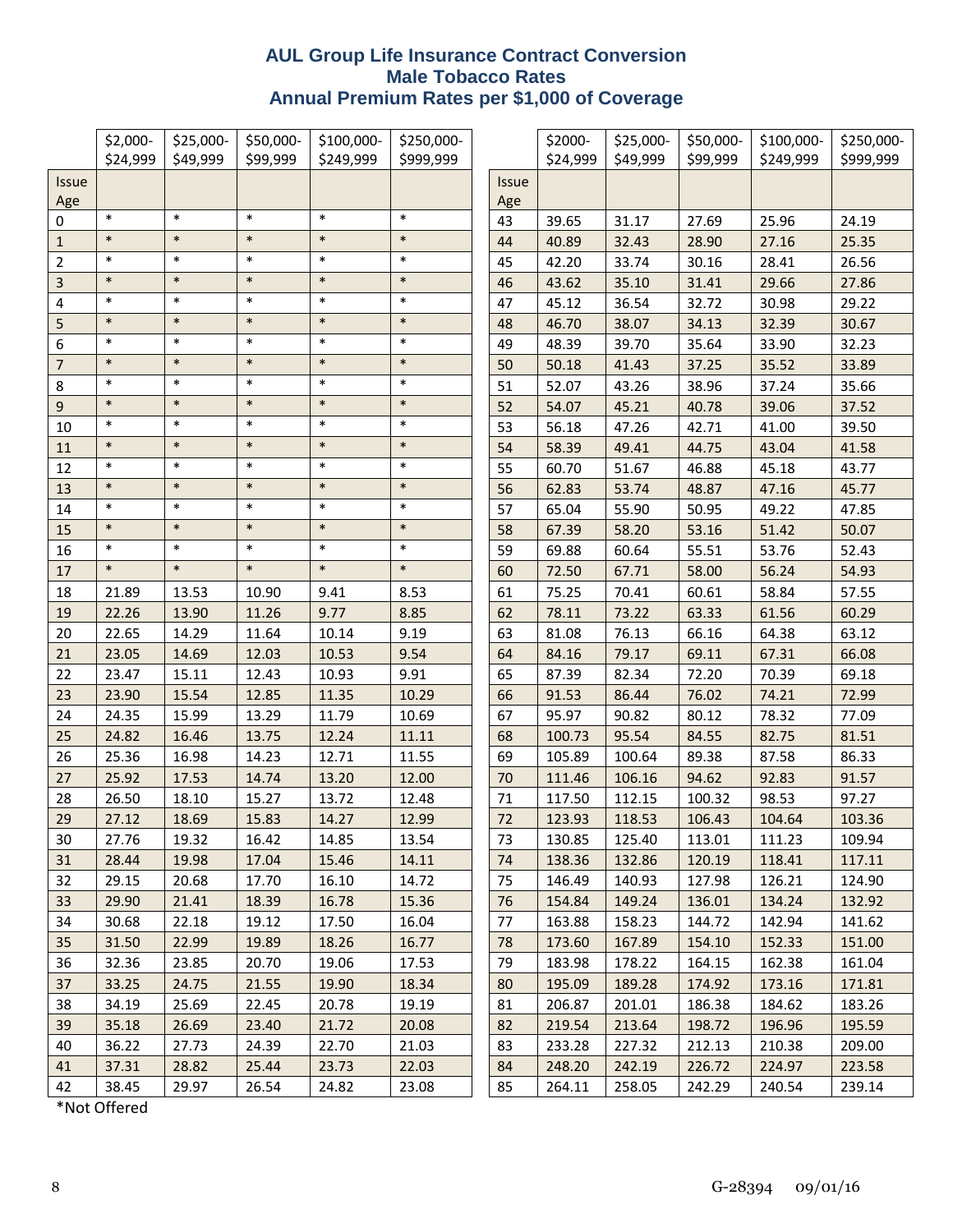# AUL Group Life Insurance Contract Conversion
## Male Tobacco Rates
## Annual Premium Rates per $1,000 of Coverage

| Issue Age | $2,000-$24,999 | $25,000-$49,999 | $50,000-$99,999 | $100,000-$249,999 | $250,000-$999,999 |
|---|---|---|---|---|---|
| 0 | * | * | * | * | * |
| 1 | * | * | * | * | * |
| 2 | * | * | * | * | * |
| 3 | * | * | * | * | * |
| 4 | * | * | * | * | * |
| 5 | * | * | * | * | * |
| 6 | * | * | * | * | * |
| 7 | * | * | * | * | * |
| 8 | * | * | * | * | * |
| 9 | * | * | * | * | * |
| 10 | * | * | * | * | * |
| 11 | * | * | * | * | * |
| 12 | * | * | * | * | * |
| 13 | * | * | * | * | * |
| 14 | * | * | * | * | * |
| 15 | * | * | * | * | * |
| 16 | * | * | * | * | * |
| 17 | * | * | * | * | * |
| 18 | 21.89 | 13.53 | 10.90 | 9.41 | 8.53 |
| 19 | 22.26 | 13.90 | 11.26 | 9.77 | 8.85 |
| 20 | 22.65 | 14.29 | 11.64 | 10.14 | 9.19 |
| 21 | 23.05 | 14.69 | 12.03 | 10.53 | 9.54 |
| 22 | 23.47 | 15.11 | 12.43 | 10.93 | 9.91 |
| 23 | 23.90 | 15.54 | 12.85 | 11.35 | 10.29 |
| 24 | 24.35 | 15.99 | 13.29 | 11.79 | 10.69 |
| 25 | 24.82 | 16.46 | 13.75 | 12.24 | 11.11 |
| 26 | 25.36 | 16.98 | 14.23 | 12.71 | 11.55 |
| 27 | 25.92 | 17.53 | 14.74 | 13.20 | 12.00 |
| 28 | 26.50 | 18.10 | 15.27 | 13.72 | 12.48 |
| 29 | 27.12 | 18.69 | 15.83 | 14.27 | 12.99 |
| 30 | 27.76 | 19.32 | 16.42 | 14.85 | 13.54 |
| 31 | 28.44 | 19.98 | 17.04 | 15.46 | 14.11 |
| 32 | 29.15 | 20.68 | 17.70 | 16.10 | 14.72 |
| 33 | 29.90 | 21.41 | 18.39 | 16.78 | 15.36 |
| 34 | 30.68 | 22.18 | 19.12 | 17.50 | 16.04 |
| 35 | 31.50 | 22.99 | 19.89 | 18.26 | 16.77 |
| 36 | 32.36 | 23.85 | 20.70 | 19.06 | 17.53 |
| 37 | 33.25 | 24.75 | 21.55 | 19.90 | 18.34 |
| 38 | 34.19 | 25.69 | 22.45 | 20.78 | 19.19 |
| 39 | 35.18 | 26.69 | 23.40 | 21.72 | 20.08 |
| 40 | 36.22 | 27.73 | 24.39 | 22.70 | 21.03 |
| 41 | 37.31 | 28.82 | 25.44 | 23.73 | 22.03 |
| 42 | 38.45 | 29.97 | 26.54 | 24.82 | 23.08 |

| Issue Age | $2000-$24,999 | $25,000-$49,999 | $50,000-$99,999 | $100,000-$249,999 | $250,000-$999,999 |
|---|---|---|---|---|---|
| 43 | 39.65 | 31.17 | 27.69 | 25.96 | 24.19 |
| 44 | 40.89 | 32.43 | 28.90 | 27.16 | 25.35 |
| 45 | 42.20 | 33.74 | 30.16 | 28.41 | 26.56 |
| 46 | 43.62 | 35.10 | 31.41 | 29.66 | 27.86 |
| 47 | 45.12 | 36.54 | 32.72 | 30.98 | 29.22 |
| 48 | 46.70 | 38.07 | 34.13 | 32.39 | 30.67 |
| 49 | 48.39 | 39.70 | 35.64 | 33.90 | 32.23 |
| 50 | 50.18 | 41.43 | 37.25 | 35.52 | 33.89 |
| 51 | 52.07 | 43.26 | 38.96 | 37.24 | 35.66 |
| 52 | 54.07 | 45.21 | 40.78 | 39.06 | 37.52 |
| 53 | 56.18 | 47.26 | 42.71 | 41.00 | 39.50 |
| 54 | 58.39 | 49.41 | 44.75 | 43.04 | 41.58 |
| 55 | 60.70 | 51.67 | 46.88 | 45.18 | 43.77 |
| 56 | 62.83 | 53.74 | 48.87 | 47.16 | 45.77 |
| 57 | 65.04 | 55.90 | 50.95 | 49.22 | 47.85 |
| 58 | 67.39 | 58.20 | 53.16 | 51.42 | 50.07 |
| 59 | 69.88 | 60.64 | 55.51 | 53.76 | 52.43 |
| 60 | 72.50 | 67.71 | 58.00 | 56.24 | 54.93 |
| 61 | 75.25 | 70.41 | 60.61 | 58.84 | 57.55 |
| 62 | 78.11 | 73.22 | 63.33 | 61.56 | 60.29 |
| 63 | 81.08 | 76.13 | 66.16 | 64.38 | 63.12 |
| 64 | 84.16 | 79.17 | 69.11 | 67.31 | 66.08 |
| 65 | 87.39 | 82.34 | 72.20 | 70.39 | 69.18 |
| 66 | 91.53 | 86.44 | 76.02 | 74.21 | 72.99 |
| 67 | 95.97 | 90.82 | 80.12 | 78.32 | 77.09 |
| 68 | 100.73 | 95.54 | 84.55 | 82.75 | 81.51 |
| 69 | 105.89 | 100.64 | 89.38 | 87.58 | 86.33 |
| 70 | 111.46 | 106.16 | 94.62 | 92.83 | 91.57 |
| 71 | 117.50 | 112.15 | 100.32 | 98.53 | 97.27 |
| 72 | 123.93 | 118.53 | 106.43 | 104.64 | 103.36 |
| 73 | 130.85 | 125.40 | 113.01 | 111.23 | 109.94 |
| 74 | 138.36 | 132.86 | 120.19 | 118.41 | 117.11 |
| 75 | 146.49 | 140.93 | 127.98 | 126.21 | 124.90 |
| 76 | 154.84 | 149.24 | 136.01 | 134.24 | 132.92 |
| 77 | 163.88 | 158.23 | 144.72 | 142.94 | 141.62 |
| 78 | 173.60 | 167.89 | 154.10 | 152.33 | 151.00 |
| 79 | 183.98 | 178.22 | 164.15 | 162.38 | 161.04 |
| 80 | 195.09 | 189.28 | 174.92 | 173.16 | 171.81 |
| 81 | 206.87 | 201.01 | 186.38 | 184.62 | 183.26 |
| 82 | 219.54 | 213.64 | 198.72 | 196.96 | 195.59 |
| 83 | 233.28 | 227.32 | 212.13 | 210.38 | 209.00 |
| 84 | 248.20 | 242.19 | 226.72 | 224.97 | 223.58 |
| 85 | 264.11 | 258.05 | 242.29 | 240.54 | 239.14 |

*Not Offered

G-28394 09/01/16